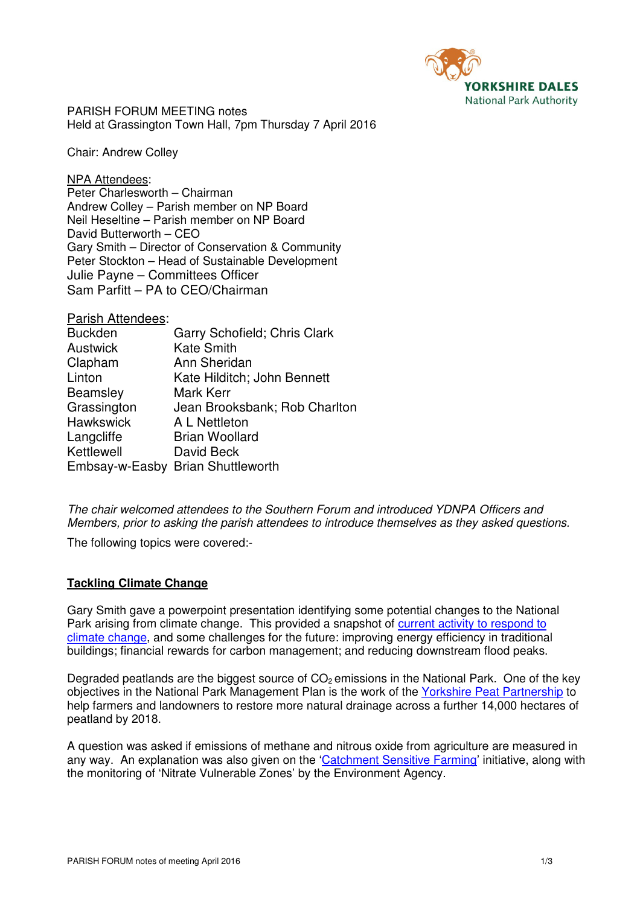PARISH FORUM MEETING notes
Held at Grassington Town Hall, 7pm Thursday 7 April 2016

Chair: Andrew Colley

NPA Attendees:
Peter Charlesworth – Chairman
Andrew Colley – Parish member on NP Board
Neil Heseltine – Parish member on NP Board
David Butterworth – CEO
Gary Smith – Director of Conservation & Community
Peter Stockton – Head of Sustainable Development
Julie Payne – Committees Officer
Sam Parfitt – PA to CEO/Chairman

Parish Attendees:

| | |
|---|---|
| Buckden | Garry Schofield; Chris Clark |
| Austwick | Kate Smith |
| Clapham | Ann Sheridan |
| Linton | Kate Hilditch; John Bennett |
| Beamsley | Mark Kerr |
| Grassington | Jean Brooksbank; Rob Charlton |
| Hawkswick | A L Nettleton |
| Langcliffe | Brian Woollard |
| Kettlewell | David Beck |
| Embsay-w-Easby | Brian Shuttleworth |

*The chair welcomed attendees to the Southern Forum and introduced YDNPA Officers and Members, prior to asking the parish attendees to introduce themselves as they asked questions.*

The following topics were covered:-

**Tackling Climate Change**

Gary Smith gave a powerpoint presentation identifying some potential changes to the National Park arising from climate change. This provided a snapshot of current activity to respond to climate change, and some challenges for the future: improving energy efficiency in traditional buildings; financial rewards for carbon management; and reducing downstream flood peaks.

Degraded peatlands are the biggest source of $CO_2$ emissions in the National Park. One of the key objectives in the National Park Management Plan is the work of the Yorkshire Peat Partnership to help farmers and landowners to restore more natural drainage across a further 14,000 hectares of peatland by 2018.

A question was asked if emissions of methane and nitrous oxide from agriculture are measured in any way. An explanation was also given on the 'Catchment Sensitive Farming' initiative, along with the monitoring of 'Nitrate Vulnerable Zones' by the Environment Agency.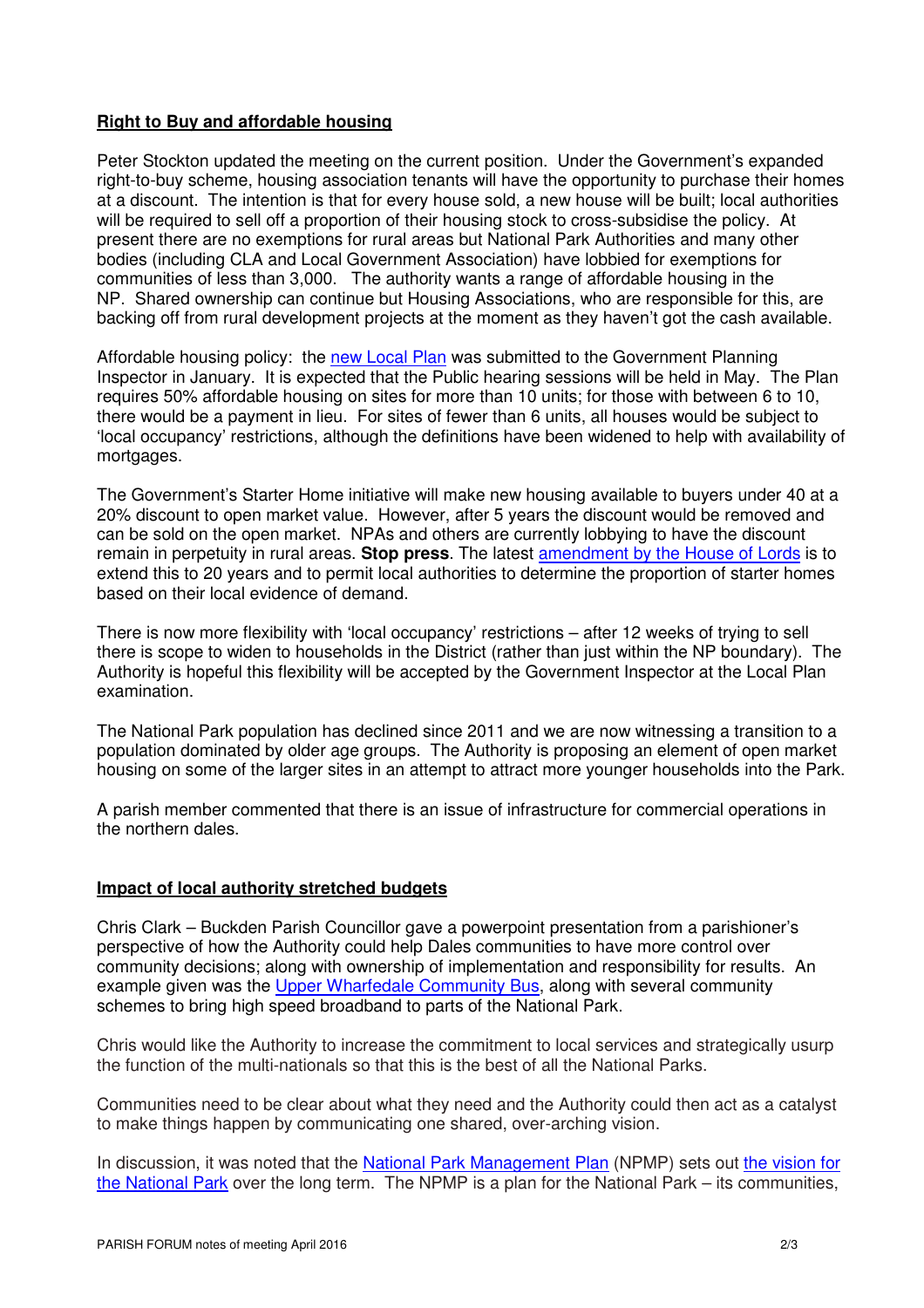**Right to Buy and affordable housing**

Peter Stockton updated the meeting on the current position. Under the Government's expanded right-to-buy scheme, housing association tenants will have the opportunity to purchase their homes at a discount. The intention is that for every house sold, a new house will be built; local authorities will be required to sell off a proportion of their housing stock to cross-subsidise the policy. At present there are no exemptions for rural areas but National Park Authorities and many other bodies (including CLA and Local Government Association) have lobbied for exemptions for communities of less than 3,000. The authority wants a range of affordable housing in the NP. Shared ownership can continue but Housing Associations, who are responsible for this, are backing off from rural development projects at the moment as they haven't got the cash available.

Affordable housing policy: the new Local Plan was submitted to the Government Planning Inspector in January. It is expected that the Public hearing sessions will be held in May. The Plan requires 50% affordable housing on sites for more than 10 units; for those with between 6 to 10, there would be a payment in lieu. For sites of fewer than 6 units, all houses would be subject to 'local occupancy' restrictions, although the definitions have been widened to help with availability of mortgages.

The Government's Starter Home initiative will make new housing available to buyers under 40 at a 20% discount to open market value. However, after 5 years the discount would be removed and can be sold on the open market. NPAs and others are currently lobbying to have the discount remain in perpetuity in rural areas. **Stop press**. The latest amendment by the House of Lords is to extend this to 20 years and to permit local authorities to determine the proportion of starter homes based on their local evidence of demand.

There is now more flexibility with 'local occupancy' restrictions – after 12 weeks of trying to sell there is scope to widen to households in the District (rather than just within the NP boundary). The Authority is hopeful this flexibility will be accepted by the Government Inspector at the Local Plan examination.

The National Park population has declined since 2011 and we are now witnessing a transition to a population dominated by older age groups. The Authority is proposing an element of open market housing on some of the larger sites in an attempt to attract more younger households into the Park.

A parish member commented that there is an issue of infrastructure for commercial operations in the northern dales.

**Impact of local authority stretched budgets**

Chris Clark – Buckden Parish Councillor gave a powerpoint presentation from a parishioner's perspective of how the Authority could help Dales communities to have more control over community decisions; along with ownership of implementation and responsibility for results. An example given was the Upper Wharfedale Community Bus, along with several community schemes to bring high speed broadband to parts of the National Park.

Chris would like the Authority to increase the commitment to local services and strategically usurp the function of the multi-nationals so that this is the best of all the National Parks.

Communities need to be clear about what they need and the Authority could then act as a catalyst to make things happen by communicating one shared, over-arching vision.

In discussion, it was noted that the National Park Management Plan (NPMP) sets out the vision for the National Park over the long term. The NPMP is a plan for the National Park – its communities,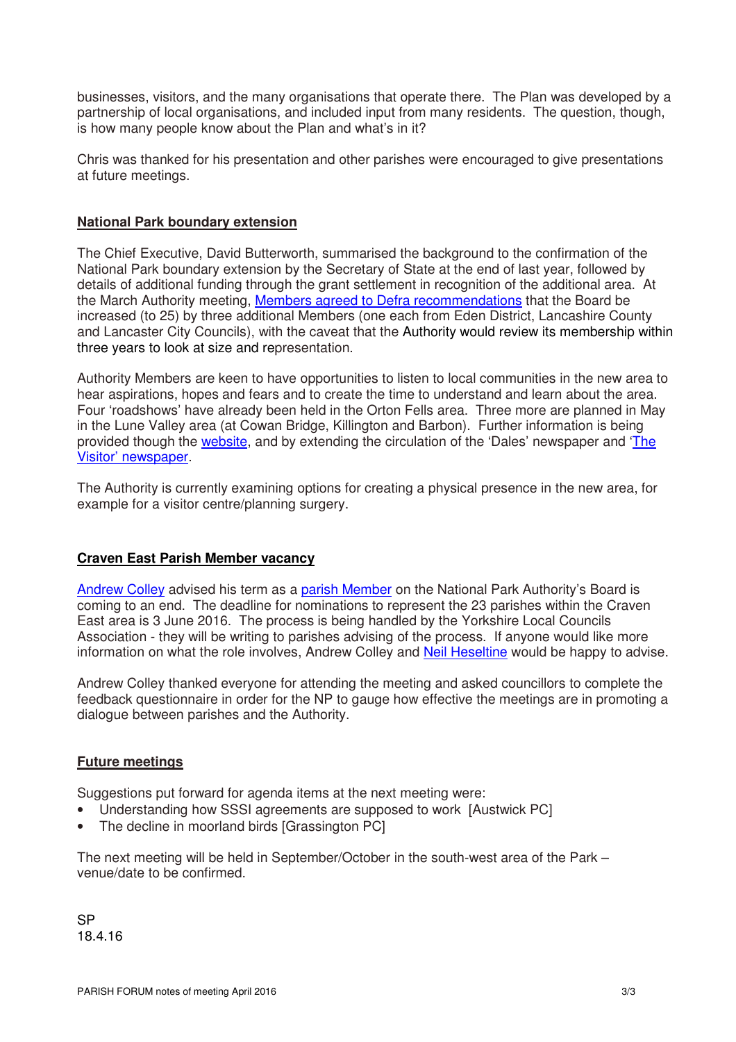businesses, visitors, and the many organisations that operate there. The Plan was developed by a partnership of local organisations, and included input from many residents. The question, though, is how many people know about the Plan and what's in it?

Chris was thanked for his presentation and other parishes were encouraged to give presentations at future meetings.

## National Park boundary extension

The Chief Executive, David Butterworth, summarised the background to the confirmation of the National Park boundary extension by the Secretary of State at the end of last year, followed by details of additional funding through the grant settlement in recognition of the additional area. At the March Authority meeting, Members agreed to Defra recommendations that the Board be increased (to 25) by three additional Members (one each from Eden District, Lancashire County and Lancaster City Councils), with the caveat that the Authority would review its membership within three years to look at size and representation.

Authority Members are keen to have opportunities to listen to local communities in the new area to hear aspirations, hopes and fears and to create the time to understand and learn about the area. Four 'roadshows' have already been held in the Orton Fells area. Three more are planned in May in the Lune Valley area (at Cowan Bridge, Killington and Barbon). Further information is being provided though the website, and by extending the circulation of the 'Dales' newspaper and 'The Visitor' newspaper.

The Authority is currently examining options for creating a physical presence in the new area, for example for a visitor centre/planning surgery.

## Craven East Parish Member vacancy

Andrew Colley advised his term as a parish Member on the National Park Authority's Board is coming to an end. The deadline for nominations to represent the 23 parishes within the Craven East area is 3 June 2016. The process is being handled by the Yorkshire Local Councils Association - they will be writing to parishes advising of the process. If anyone would like more information on what the role involves, Andrew Colley and Neil Heseltine would be happy to advise.

Andrew Colley thanked everyone for attending the meeting and asked councillors to complete the feedback questionnaire in order for the NP to gauge how effective the meetings are in promoting a dialogue between parishes and the Authority.

## Future meetings

Suggestions put forward for agenda items at the next meeting were:

- Understanding how SSSI agreements are supposed to work [Austwick PC]
- The decline in moorland birds [Grassington PC]

The next meeting will be held in September/October in the south-west area of the Park – venue/date to be confirmed.

SP
18.4.16